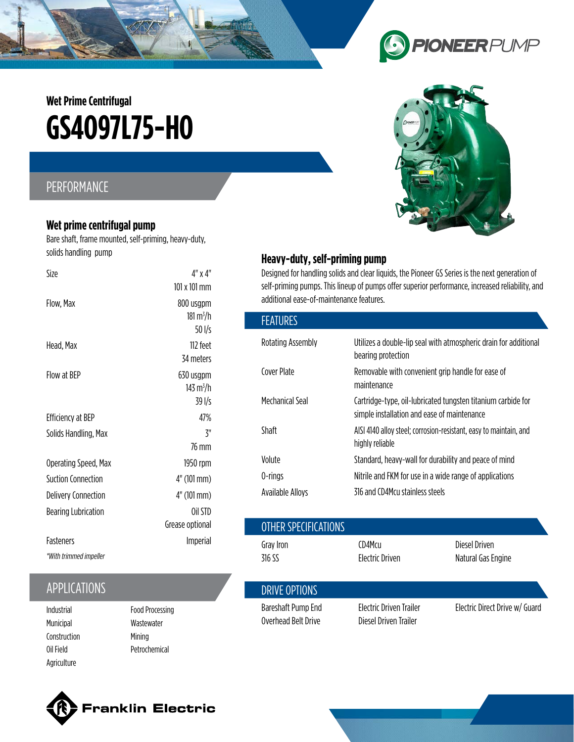PIONEERPUMP

## Wet Prime Centrifugal

# GS4097L75-H0

## PERFORMANCE

### Wet prime centrifugal pump

Bare shaft, frame mounted, self-priming, heavy-duty, solids handling pump

| | |
|---|---|
| Size | 4" x 4"<br>101 x 101 mm |
| Flow, Max | 800 usgpm<br>181 m$^3$/h<br>50 l/s |
| Head, Max | 112 feet<br>34 meters |
| Flow at BEP | 630 usgpm<br>143 m$^3$/h<br>39 l/s |
| Efficiency at BEP | 47% |
| Solids Handling, Max | 3"<br>76 mm |
| Operating Speed, Max | 1950 rpm |
| Suction Connection | 4" (101 mm) |
| Delivery Connection | 4" (101 mm) |
| Bearing Lubrication | Oil STD<br>Grease optional |
| Fasteners | Imperial |

*\*With trimmed impeller*

## APPLICATIONS

- Industrial
- Municipal
- Construction
- Oil Field
- Agriculture
- Food Processing
- Wastewater
- Mining
- Petrochemical

### Heavy-duty, self-priming pump

Designed for handling solids and clear liquids, the Pioneer GS Series is the next generation of self-priming pumps. This lineup of pumps offer superior performance, increased reliability, and additional ease-of-maintenance features.

## FEATURES

| | |
|---|---|
| Rotating Assembly | Utilizes a double-lip seal with atmospheric drain for additional bearing protection |
| Cover Plate | Removable with convenient grip handle for ease of maintenance |
| Mechanical Seal | Cartridge-type, oil-lubricated tungsten titanium carbide for simple installation and ease of maintenance |
| Shaft | AISI 4140 alloy steel; corrosion-resistant, easy to maintain, and highly reliable |
| Volute | Standard, heavy-wall for durability and peace of mind |
| O-rings | Nitrile and FKM for use in a wide range of applications |
| Available Alloys | 316 and CD4Mcu stainless steels |

## OTHER SPECIFICATIONS

| | | |
|---|---|---|
| Gray Iron | CD4Mcu | Diesel Driven |
| 316 SS | Electric Driven | Natural Gas Engine |

## DRIVE OPTIONS

| | | |
|---|---|---|
| Bareshaft Pump End | Electric Driven Trailer | Electric Direct Drive w/ Guard |
| Overhead Belt Drive | Diesel Driven Trailer | |

Franklin Electric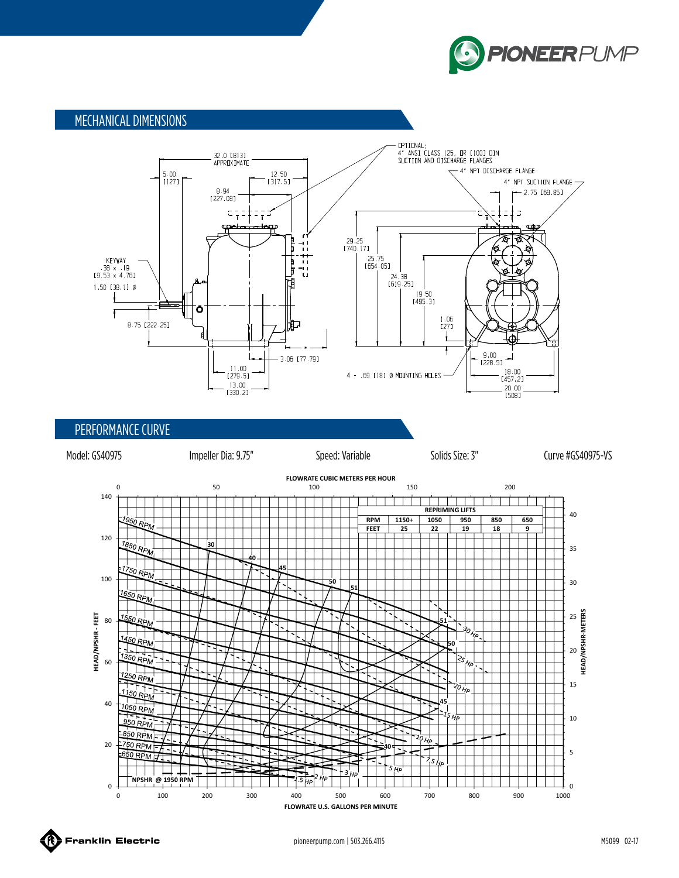## MECHANICAL DIMENSIONS

32.0 [813] APPROXIMATE

5.00 [127]

12.50 [317.5]

8.94 [227.08]

OPTIONAL:
4" ANSI CLASS 125, OR [100] DIN
SUCTION AND DISCHARGE FLANGES

4" NPT DISCHARGE FLANGE

4" NPT SUCTION FLANGE

2.75 [69.85]

KEYWAY
.38 x .19
[9.53 x 4.76]

1.50 [38.1] ø

8.75 [222.25]

29.25 [740.17]

25.75 [654.05]

24.38 [619.25]

19.50 [495.3]

1.06 [27]

3.06 [77.79]

11.00 [279.5]

13.00 [330.2]

4 - .69 [18] ø MOUNTING HOLES

9.00 [228.5]

18.00 [457.2]

20.00 [508]

## PERFORMANCE CURVE

Model: GS40975 | Impeller Dia: 9.75" | Speed: Variable | Solids Size: 3" | Curve #GS40975-VS

| REPRIMING LIFTS | | | | | |
|---|---|---|---|---|---|
| RPM | 1150+ | 1050 | 950 | 850 | 650 |
| FEET | 25 | 22 | 19 | 18 | 9 |

FLOWRATE CUBIC METERS PER HOUR

0, 50, 100, 150, 200

HEAD/NPSHR - FEET

0, 20, 40, 60, 80, 100, 120, 140

HEAD/NPSHR-METERS

0, 5, 10, 15, 20, 25, 30, 35, 40

FLOWRATE U.S. GALLONS PER MINUTE

0, 100, 200, 300, 400, 500, 600, 700, 800, 900, 1000

1950 RPM, 1850 RPM, 1750 RPM, 1650 RPM, 1550 RPM, 1450 RPM, 1350 RPM, 1250 RPM, 1150 RPM, 1050 RPM, 950 RPM, 850 RPM, 750 RPM, 650 RPM

30, 40, 45, 50, 51, 51, 50, 45, 40

30 HP, 25 HP, 20 HP, 15 HP, 10 HP, 7.5 HP, 5 HP, 3 HP, 2 HP, 1.5 HP

NPSHR @ 1950 RPM

pioneerpump.com | 503.266.4115

M5099 02-17